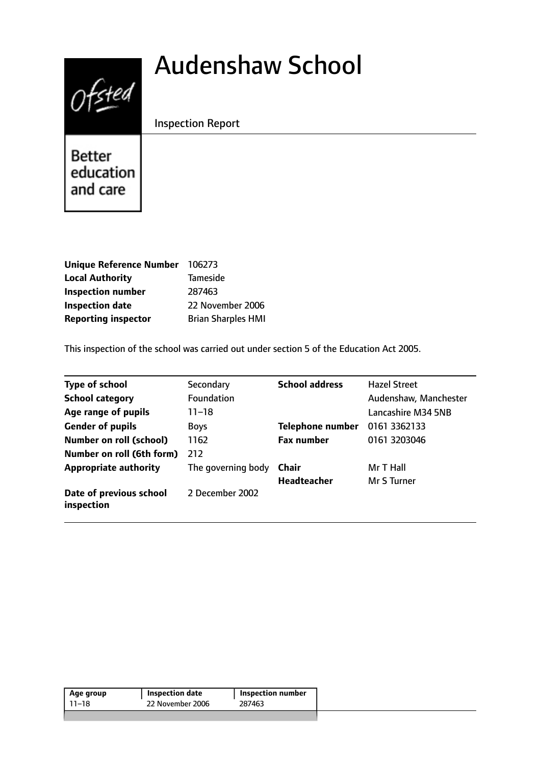# Audenshaw School

Inspection Report

Better education and care

| | |
|---|---|
| **Unique Reference Number** | 106273 |
| **Local Authority** | Tameside |
| **Inspection number** | 287463 |
| **Inspection date** | 22 November 2006 |
| **Reporting inspector** | Brian Sharples HMI |

This inspection of the school was carried out under section 5 of the Education Act 2005.

| | | | |
|---|---|---|---|
| **Type of school** | Secondary | **School address** | Hazel Street |
| **School category** | Foundation | | Audenshaw, Manchester |
| **Age range of pupils** | 11–18 | | Lancashire M34 5NB |
| **Gender of pupils** | Boys | **Telephone number** | 0161 3362133 |
| **Number on roll (school)** | 1162 | **Fax number** | 0161 3203046 |
| **Number on roll (6th form)** | 212 | | |
| **Appropriate authority** | The governing body | **Chair** | Mr T Hall |
| | | **Headteacher** | Mr S Turner |
| **Date of previous school inspection** | 2 December 2002 | | |

| Age group | Inspection date | Inspection number |
|---|---|---|
| 11–18 | 22 November 2006 | 287463 |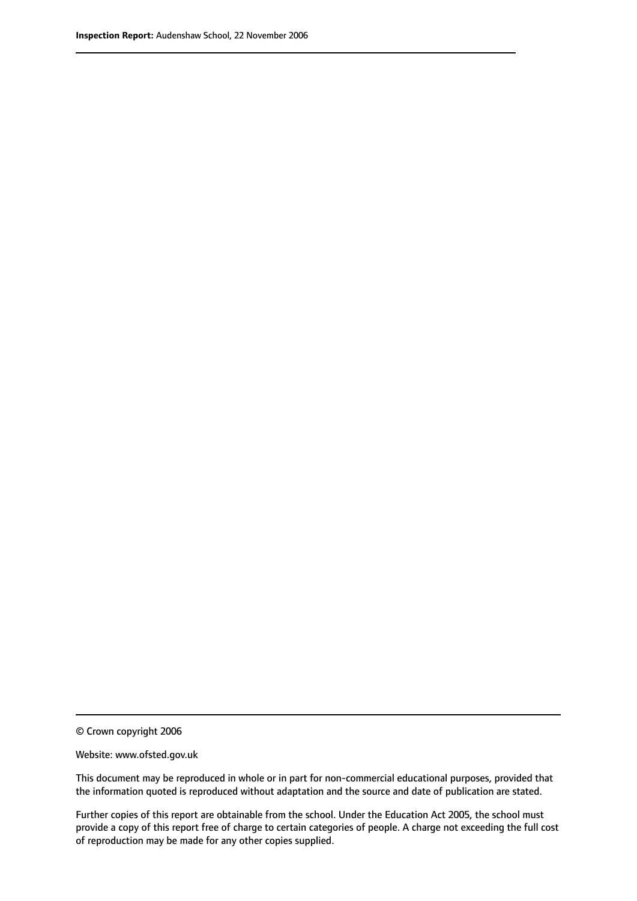© Crown copyright 2006

Website: www.ofsted.gov.uk

This document may be reproduced in whole or in part for non-commercial educational purposes, provided that the information quoted is reproduced without adaptation and the source and date of publication are stated.

Further copies of this report are obtainable from the school. Under the Education Act 2005, the school must provide a copy of this report free of charge to certain categories of people. A charge not exceeding the full cost of reproduction may be made for any other copies supplied.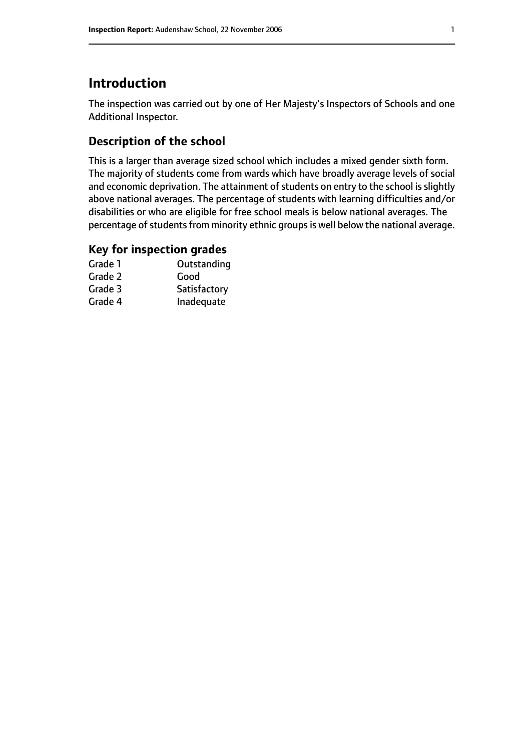# Introduction

The inspection was carried out by one of Her Majesty's Inspectors of Schools and one Additional Inspector.

## Description of the school

This is a larger than average sized school which includes a mixed gender sixth form. The majority of students come from wards which have broadly average levels of social and economic deprivation. The attainment of students on entry to the school is slightly above national averages. The percentage of students with learning difficulties and/or disabilities or who are eligible for free school meals is below national averages. The percentage of students from minority ethnic groups is well below the national average.

## Key for inspection grades

| | |
|---|---|
| Grade 1 | Outstanding |
| Grade 2 | Good |
| Grade 3 | Satisfactory |
| Grade 4 | Inadequate |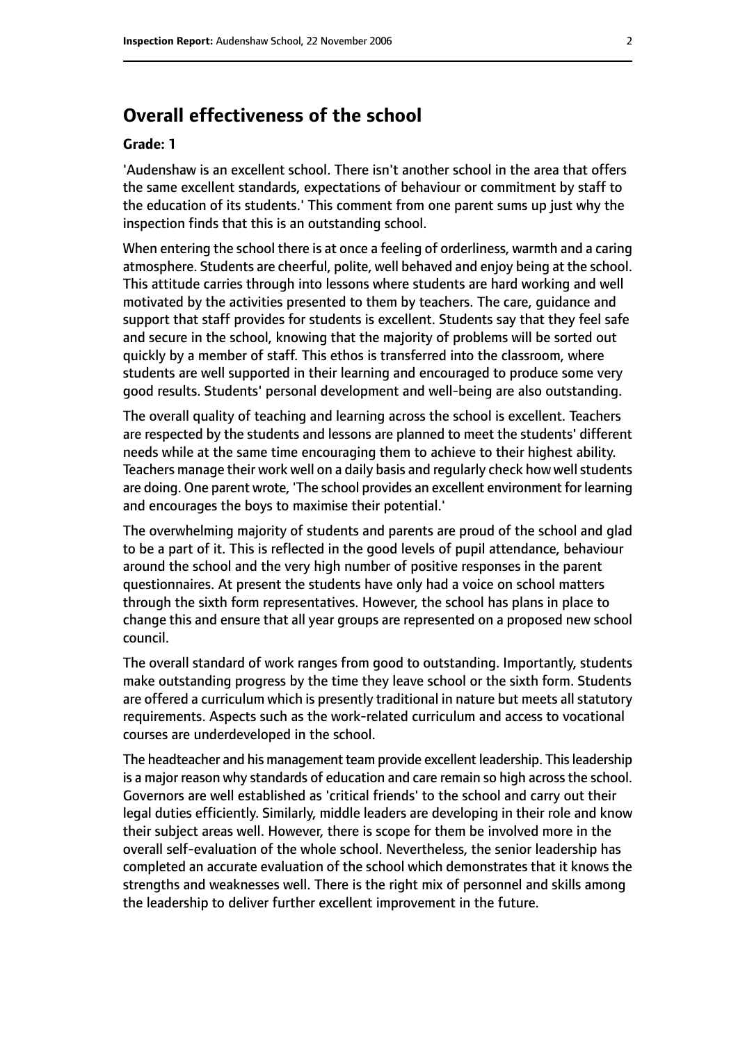## Overall effectiveness of the school

#### Grade: 1

'Audenshaw is an excellent school. There isn't another school in the area that offers the same excellent standards, expectations of behaviour or commitment by staff to the education of its students.' This comment from one parent sums up just why the inspection finds that this is an outstanding school.

When entering the school there is at once a feeling of orderliness, warmth and a caring atmosphere. Students are cheerful, polite, well behaved and enjoy being at the school. This attitude carries through into lessons where students are hard working and well motivated by the activities presented to them by teachers. The care, guidance and support that staff provides for students is excellent. Students say that they feel safe and secure in the school, knowing that the majority of problems will be sorted out quickly by a member of staff. This ethos is transferred into the classroom, where students are well supported in their learning and encouraged to produce some very good results. Students' personal development and well-being are also outstanding.

The overall quality of teaching and learning across the school is excellent. Teachers are respected by the students and lessons are planned to meet the students' different needs while at the same time encouraging them to achieve to their highest ability. Teachers manage their work well on a daily basis and regularly check how well students are doing. One parent wrote, 'The school provides an excellent environment for learning and encourages the boys to maximise their potential.'

The overwhelming majority of students and parents are proud of the school and glad to be a part of it. This is reflected in the good levels of pupil attendance, behaviour around the school and the very high number of positive responses in the parent questionnaires. At present the students have only had a voice on school matters through the sixth form representatives. However, the school has plans in place to change this and ensure that all year groups are represented on a proposed new school council.

The overall standard of work ranges from good to outstanding. Importantly, students make outstanding progress by the time they leave school or the sixth form. Students are offered a curriculum which is presently traditional in nature but meets all statutory requirements. Aspects such as the work-related curriculum and access to vocational courses are underdeveloped in the school.

The headteacher and his management team provide excellent leadership. This leadership is a major reason why standards of education and care remain so high across the school. Governors are well established as 'critical friends' to the school and carry out their legal duties efficiently. Similarly, middle leaders are developing in their role and know their subject areas well. However, there is scope for them be involved more in the overall self-evaluation of the whole school. Nevertheless, the senior leadership has completed an accurate evaluation of the school which demonstrates that it knows the strengths and weaknesses well. There is the right mix of personnel and skills among the leadership to deliver further excellent improvement in the future.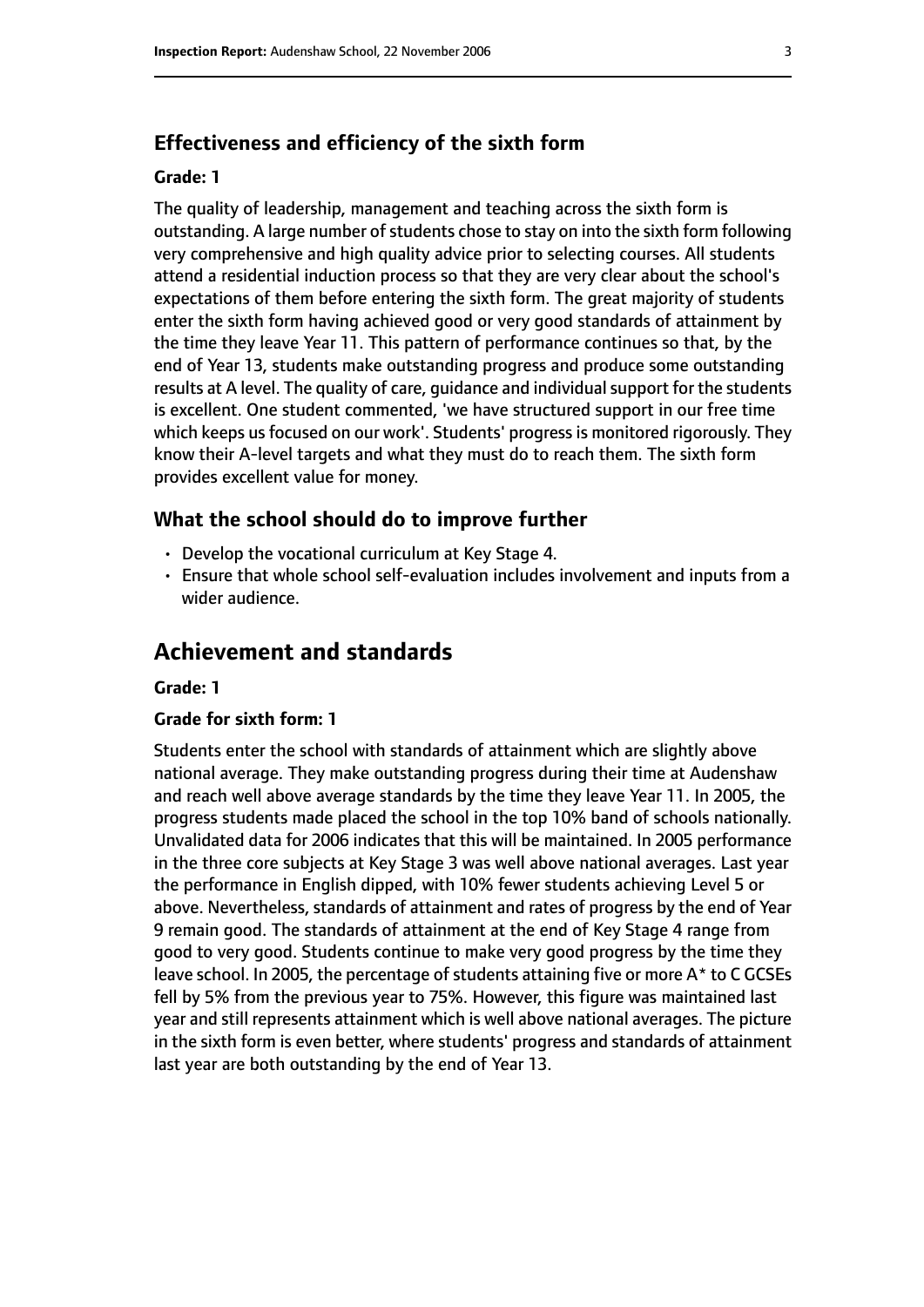### Effectiveness and efficiency of the sixth form

#### Grade: 1

The quality of leadership, management and teaching across the sixth form is outstanding. A large number of students chose to stay on into the sixth form following very comprehensive and high quality advice prior to selecting courses. All students attend a residential induction process so that they are very clear about the school's expectations of them before entering the sixth form. The great majority of students enter the sixth form having achieved good or very good standards of attainment by the time they leave Year 11. This pattern of performance continues so that, by the end of Year 13, students make outstanding progress and produce some outstanding results at A level. The quality of care, guidance and individual support for the students is excellent. One student commented, 'we have structured support in our free time which keeps us focused on our work'. Students' progress is monitored rigorously. They know their A-level targets and what they must do to reach them. The sixth form provides excellent value for money.

### What the school should do to improve further

- Develop the vocational curriculum at Key Stage 4.
- Ensure that whole school self-evaluation includes involvement and inputs from a wider audience.

## Achievement and standards

#### Grade: 1

#### Grade for sixth form: 1

Students enter the school with standards of attainment which are slightly above national average. They make outstanding progress during their time at Audenshaw and reach well above average standards by the time they leave Year 11. In 2005, the progress students made placed the school in the top 10% band of schools nationally. Unvalidated data for 2006 indicates that this will be maintained. In 2005 performance in the three core subjects at Key Stage 3 was well above national averages. Last year the performance in English dipped, with 10% fewer students achieving Level 5 or above. Nevertheless, standards of attainment and rates of progress by the end of Year 9 remain good. The standards of attainment at the end of Key Stage 4 range from good to very good. Students continue to make very good progress by the time they leave school. In 2005, the percentage of students attaining five or more A* to C GCSEs fell by 5% from the previous year to 75%. However, this figure was maintained last year and still represents attainment which is well above national averages. The picture in the sixth form is even better, where students' progress and standards of attainment last year are both outstanding by the end of Year 13.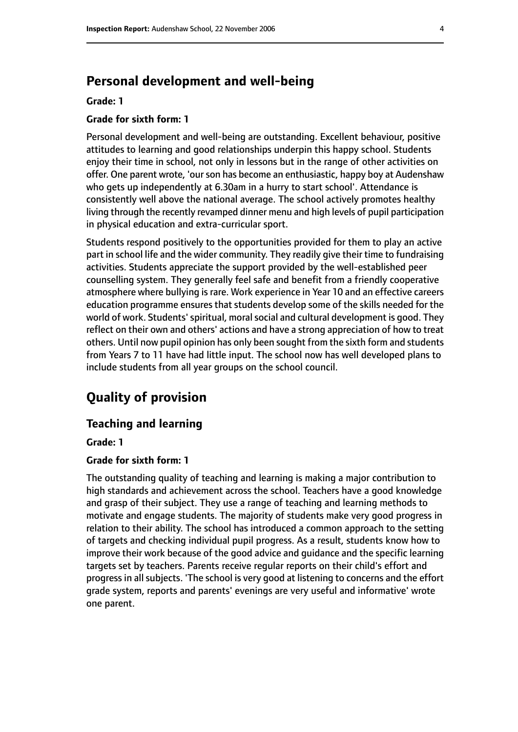## Personal development and well-being

**Grade: 1**

**Grade for sixth form: 1**

Personal development and well-being are outstanding. Excellent behaviour, positive attitudes to learning and good relationships underpin this happy school. Students enjoy their time in school, not only in lessons but in the range of other activities on offer. One parent wrote, 'our son has become an enthusiastic, happy boy at Audenshaw who gets up independently at 6.30am in a hurry to start school'. Attendance is consistently well above the national average. The school actively promotes healthy living through the recently revamped dinner menu and high levels of pupil participation in physical education and extra-curricular sport.

Students respond positively to the opportunities provided for them to play an active part in school life and the wider community. They readily give their time to fundraising activities. Students appreciate the support provided by the well-established peer counselling system. They generally feel safe and benefit from a friendly cooperative atmosphere where bullying is rare. Work experience in Year 10 and an effective careers education programme ensures that students develop some of the skills needed for the world of work. Students' spiritual, moral social and cultural development is good. They reflect on their own and others' actions and have a strong appreciation of how to treat others. Until now pupil opinion has only been sought from the sixth form and students from Years 7 to 11 have had little input. The school now has well developed plans to include students from all year groups on the school council.

## Quality of provision

### Teaching and learning

**Grade: 1**

**Grade for sixth form: 1**

The outstanding quality of teaching and learning is making a major contribution to high standards and achievement across the school. Teachers have a good knowledge and grasp of their subject. They use a range of teaching and learning methods to motivate and engage students. The majority of students make very good progress in relation to their ability. The school has introduced a common approach to the setting of targets and checking individual pupil progress. As a result, students know how to improve their work because of the good advice and guidance and the specific learning targets set by teachers. Parents receive regular reports on their child's effort and progress in all subjects. 'The school is very good at listening to concerns and the effort grade system, reports and parents' evenings are very useful and informative' wrote one parent.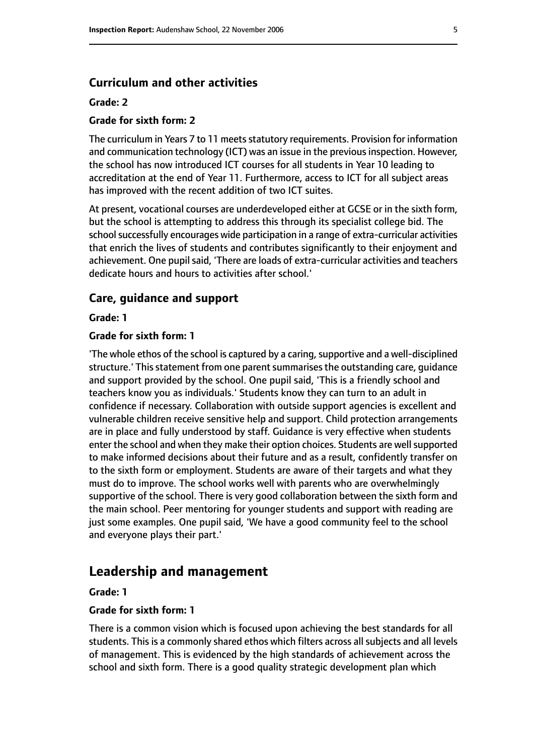## Curriculum and other activities

**Grade: 2**

**Grade for sixth form: 2**

The curriculum in Years 7 to 11 meets statutory requirements. Provision for information and communication technology (ICT) was an issue in the previous inspection. However, the school has now introduced ICT courses for all students in Year 10 leading to accreditation at the end of Year 11. Furthermore, access to ICT for all subject areas has improved with the recent addition of two ICT suites.

At present, vocational courses are underdeveloped either at GCSE or in the sixth form, but the school is attempting to address this through its specialist college bid. The school successfully encourages wide participation in a range of extra-curricular activities that enrich the lives of students and contributes significantly to their enjoyment and achievement. One pupil said, 'There are loads of extra-curricular activities and teachers dedicate hours and hours to activities after school.'

## Care, guidance and support

**Grade: 1**

**Grade for sixth form: 1**

'The whole ethos of the school is captured by a caring, supportive and a well-disciplined structure.' This statement from one parent summarises the outstanding care, guidance and support provided by the school. One pupil said, 'This is a friendly school and teachers know you as individuals.' Students know they can turn to an adult in confidence if necessary. Collaboration with outside support agencies is excellent and vulnerable children receive sensitive help and support. Child protection arrangements are in place and fully understood by staff. Guidance is very effective when students enter the school and when they make their option choices. Students are well supported to make informed decisions about their future and as a result, confidently transfer on to the sixth form or employment. Students are aware of their targets and what they must do to improve. The school works well with parents who are overwhelmingly supportive of the school. There is very good collaboration between the sixth form and the main school. Peer mentoring for younger students and support with reading are just some examples. One pupil said, 'We have a good community feel to the school and everyone plays their part.'

# Leadership and management

**Grade: 1**

**Grade for sixth form: 1**

There is a common vision which is focused upon achieving the best standards for all students. This is a commonly shared ethos which filters across all subjects and all levels of management. This is evidenced by the high standards of achievement across the school and sixth form. There is a good quality strategic development plan which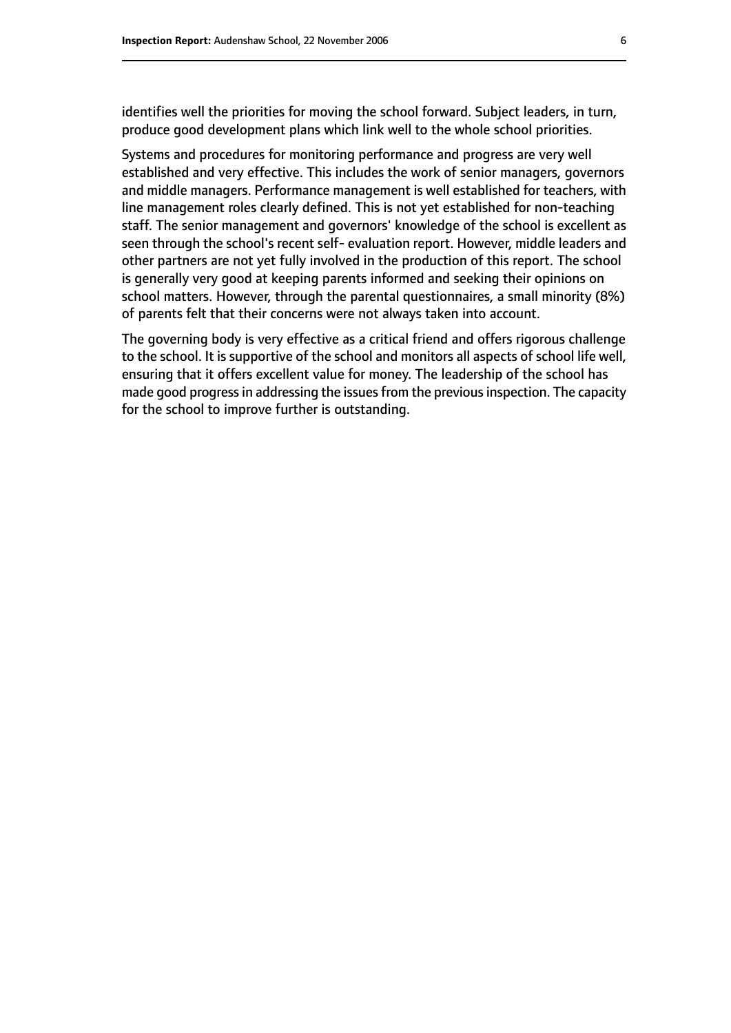identifies well the priorities for moving the school forward. Subject leaders, in turn, produce good development plans which link well to the whole school priorities.

Systems and procedures for monitoring performance and progress are very well established and very effective. This includes the work of senior managers, governors and middle managers. Performance management is well established for teachers, with line management roles clearly defined. This is not yet established for non-teaching staff. The senior management and governors' knowledge of the school is excellent as seen through the school's recent self- evaluation report. However, middle leaders and other partners are not yet fully involved in the production of this report. The school is generally very good at keeping parents informed and seeking their opinions on school matters. However, through the parental questionnaires, a small minority (8%) of parents felt that their concerns were not always taken into account.

The governing body is very effective as a critical friend and offers rigorous challenge to the school. It is supportive of the school and monitors all aspects of school life well, ensuring that it offers excellent value for money. The leadership of the school has made good progress in addressing the issues from the previous inspection. The capacity for the school to improve further is outstanding.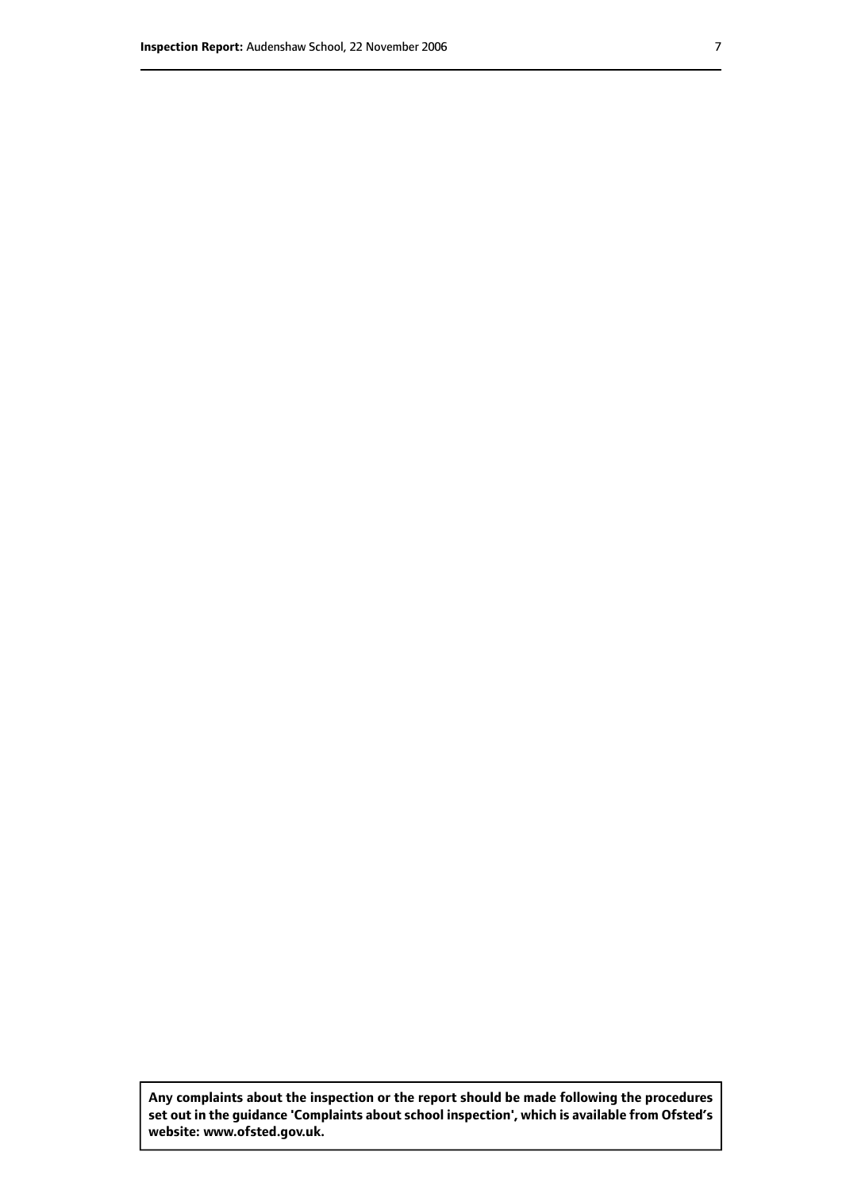**Any complaints about the inspection or the report should be made following the procedures set out in the guidance 'Complaints about school inspection', which is available from Ofsted's website: www.ofsted.gov.uk.**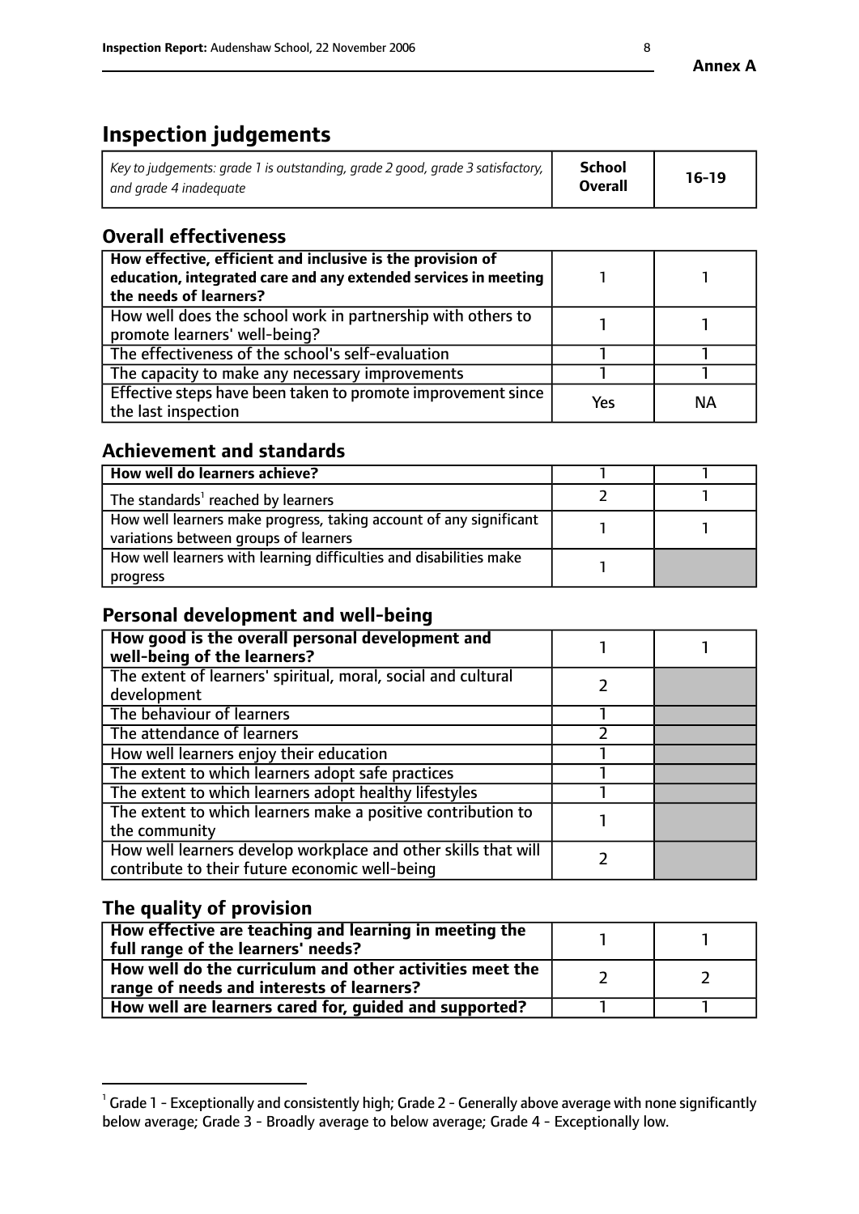**Annex A**

# Inspection judgements

| *Key to judgements: grade 1 is outstanding, grade 2 good, grade 3 satisfactory, and grade 4 inadequate* | **School Overall** | **16-19** |
|---|---|---|

## Overall effectiveness

| | | |
|---|---|---|
| **How effective, efficient and inclusive is the provision of education, integrated care and any extended services in meeting the needs of learners?** | 1 | 1 |
| How well does the school work in partnership with others to promote learners' well-being? | 1 | 1 |
| The effectiveness of the school's self-evaluation | 1 | 1 |
| The capacity to make any necessary improvements | 1 | 1 |
| Effective steps have been taken to promote improvement since the last inspection | Yes | NA |

## Achievement and standards

| | | |
|---|---|---|
| **How well do learners achieve?** | 1 | 1 |
| The standards[1] reached by learners | 2 | 1 |
| How well learners make progress, taking account of any significant variations between groups of learners | 1 | 1 |
| How well learners with learning difficulties and disabilities make progress | 1 | |

## Personal development and well-being

| | | |
|---|---|---|
| **How good is the overall personal development and well-being of the learners?** | 1 | 1 |
| The extent of learners' spiritual, moral, social and cultural development | 2 | |
| The behaviour of learners | 1 | |
| The attendance of learners | 2 | |
| How well learners enjoy their education | 1 | |
| The extent to which learners adopt safe practices | 1 | |
| The extent to which learners adopt healthy lifestyles | 1 | |
| The extent to which learners make a positive contribution to the community | 1 | |
| How well learners develop workplace and other skills that will contribute to their future economic well-being | 2 | |

## The quality of provision

| | | |
|---|---|---|
| **How effective are teaching and learning in meeting the full range of the learners' needs?** | 1 | 1 |
| **How well do the curriculum and other activities meet the range of needs and interests of learners?** | 2 | 2 |
| **How well are learners cared for, guided and supported?** | 1 | 1 |

[1] Grade 1 - Exceptionally and consistently high; Grade 2 - Generally above average with none significantly below average; Grade 3 - Broadly average to below average; Grade 4 - Exceptionally low.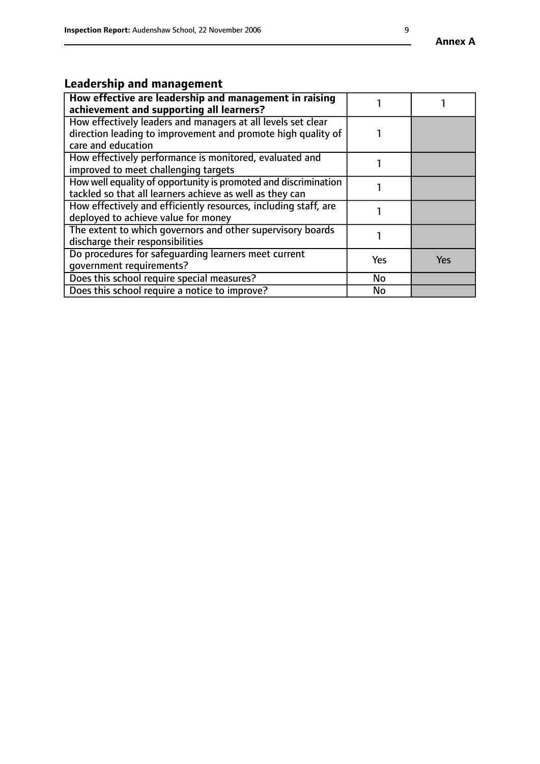## Leadership and management

| How effective are leadership and management in raising achievement and supporting all learners? | 1 | 1 |
|---|---|---|
| How effectively leaders and managers at all levels set clear direction leading to improvement and promote high quality of care and education | 1 | |
| How effectively performance is monitored, evaluated and improved to meet challenging targets | 1 | |
| How well equality of opportunity is promoted and discrimination tackled so that all learners achieve as well as they can | 1 | |
| How effectively and efficiently resources, including staff, are deployed to achieve value for money | 1 | |
| The extent to which governors and other supervisory boards discharge their responsibilities | 1 | |
| Do procedures for safeguarding learners meet current government requirements? | Yes | Yes |
| Does this school require special measures? | No | |
| Does this school require a notice to improve? | No | |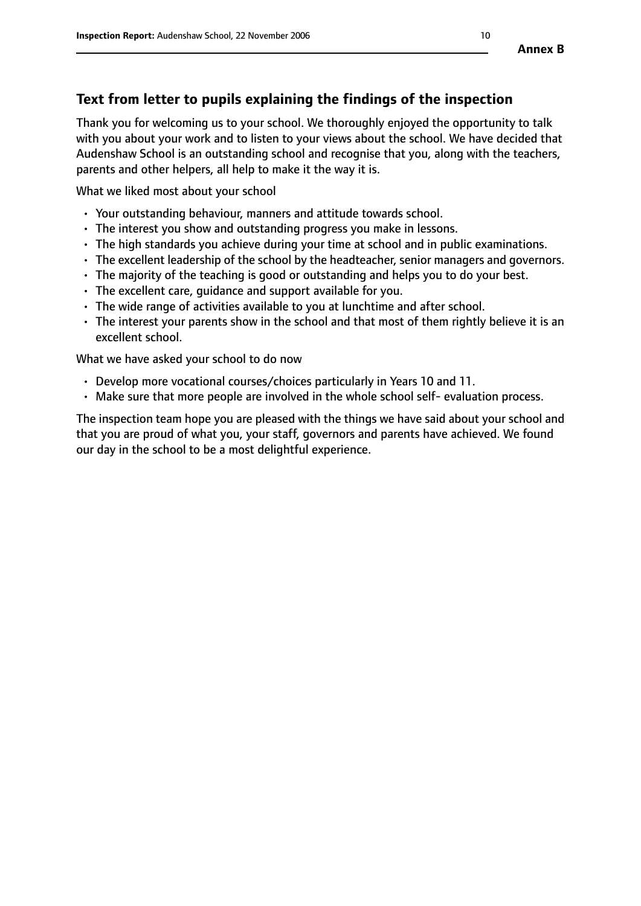## Text from letter to pupils explaining the findings of the inspection

Thank you for welcoming us to your school. We thoroughly enjoyed the opportunity to talk with you about your work and to listen to your views about the school. We have decided that Audenshaw School is an outstanding school and recognise that you, along with the teachers, parents and other helpers, all help to make it the way it is.

What we liked most about your school

- Your outstanding behaviour, manners and attitude towards school.
- The interest you show and outstanding progress you make in lessons.
- The high standards you achieve during your time at school and in public examinations.
- The excellent leadership of the school by the headteacher, senior managers and governors.
- The majority of the teaching is good or outstanding and helps you to do your best.
- The excellent care, guidance and support available for you.
- The wide range of activities available to you at lunchtime and after school.
- The interest your parents show in the school and that most of them rightly believe it is an excellent school.

What we have asked your school to do now

- Develop more vocational courses/choices particularly in Years 10 and 11.
- Make sure that more people are involved in the whole school self- evaluation process.

The inspection team hope you are pleased with the things we have said about your school and that you are proud of what you, your staff, governors and parents have achieved. We found our day in the school to be a most delightful experience.